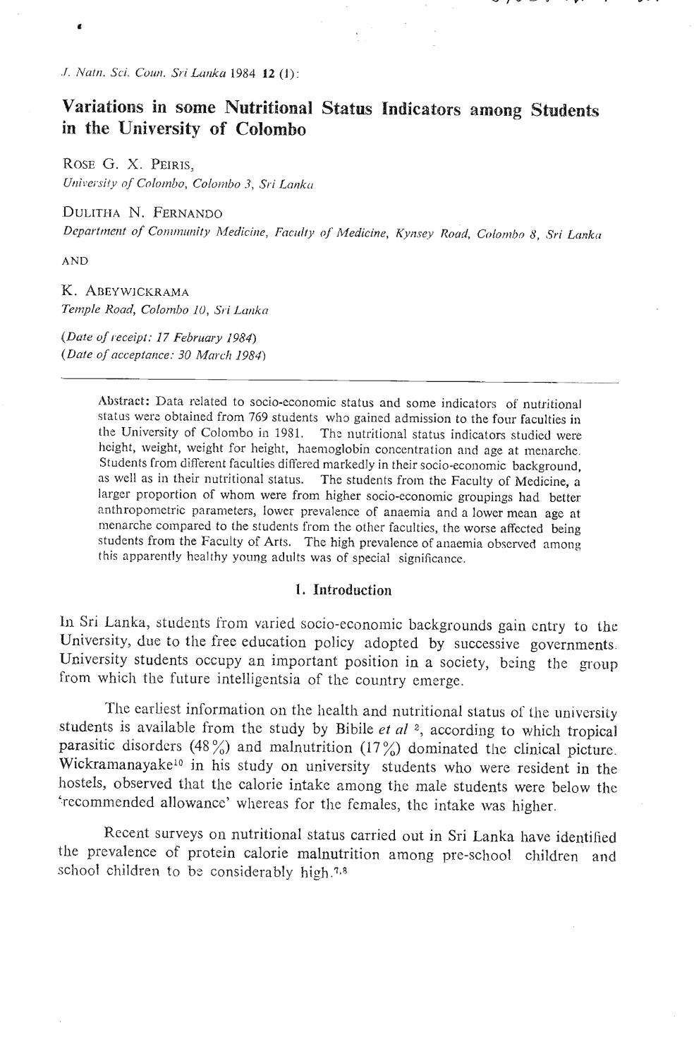# Variations in some Nutritional Status Indicators among Students in the University of Colombo

ROSE G. X. PEIRIS,
*University of Colombo, Colombo 3, Sri Lanka*

DULITHA N. FERNANDO
*Department of Community Medicine, Faculty of Medicine, Kynsey Road, Colombo 8, Sri Lanka*

AND

K. ABEYWICKRAMA
*Temple Road, Colombo 10, Sri Lanka*

*(Date of receipt: 17 February 1984)*
*(Date of acceptance: 30 March 1984)*

**Abstract:** Data related to socio-economic status and some indicators of nutritional status were obtained from 769 students who gained admission to the four faculties in the University of Colombo in 1981. The nutritional status indicators studied were height, weight, weight for height, haemoglobin concentration and age at menarche. Students from different faculties differed markedly in their socio-economic background, as well as in their nutritional status. The students from the Faculty of Medicine, a larger proportion of whom were from higher socio-economic groupings had better anthropometric parameters, lower prevalence of anaemia and a lower mean age at menarche compared to the students from the other faculties, the worse affected being students from the Faculty of Arts. The high prevalence of anaemia observed among this apparently healthy young adults was of special significance.

## 1. Introduction

In Sri Lanka, students from varied socio-economic backgrounds gain entry to the University, due to the free education policy adopted by successive governments. University students occupy an important position in a society, being the group from which the future intelligentsia of the country emerge.

The earliest information on the health and nutritional status of the university students is available from the study by Bibile *et al* [2], according to which tropical parasitic disorders (48%) and malnutrition (17%) dominated the clinical picture. Wickramanayake[10] in his study on university students who were resident in the hostels, observed that the calorie intake among the male students were below the 'recommended allowance' whereas for the females, the intake was higher.

Recent surveys on nutritional status carried out in Sri Lanka have identified the prevalence of protein calorie malnutrition among pre-school children and school children to be considerably high.[7,8]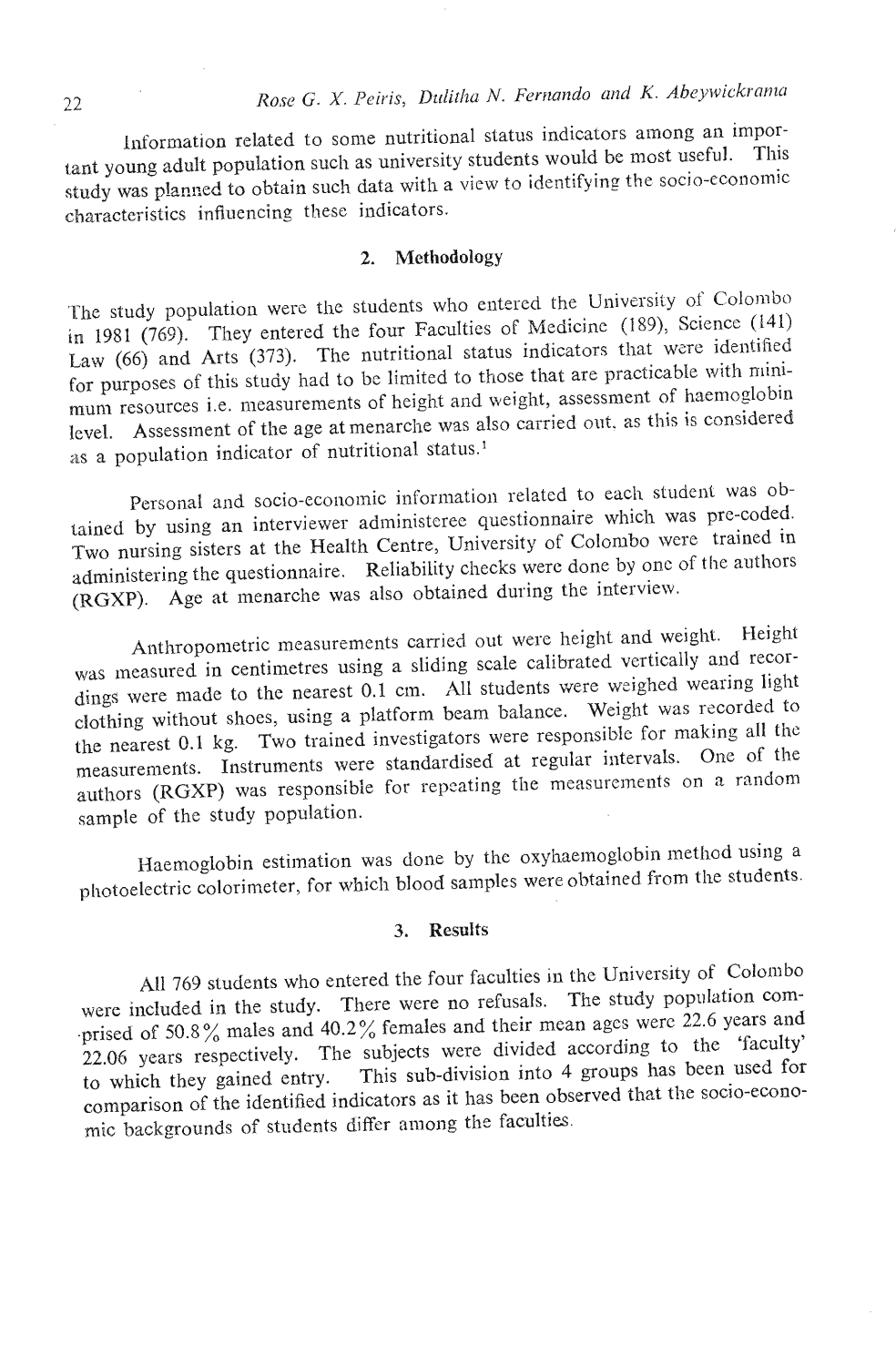Information related to some nutritional status indicators among an important young adult population such as university students would be most useful. This study was planned to obtain such data with a view to identifying the socio-economic characteristics influencing these indicators.

## 2. Methodology

The study population were the students who entered the University of Colombo in 1981 (769). They entered the four Faculties of Medicine (189), Science (141) Law (66) and Arts (373). The nutritional status indicators that were identified for purposes of this study had to be limited to those that are practicable with minimum resources i.e. measurements of height and weight, assessment of haemoglobin level. Assessment of the age at menarche was also carried out, as this is considered as a population indicator of nutritional status.[1]

Personal and socio-economic information related to each student was obtained by using an interviewer administeree questionnaire which was pre-coded. Two nursing sisters at the Health Centre, University of Colombo were trained in administering the questionnaire. Reliability checks were done by one of the authors (RGXP). Age at menarche was also obtained during the interview.

Anthropometric measurements carried out were height and weight. Height was measured in centimetres using a sliding scale calibrated vertically and recordings were made to the nearest 0.1 cm. All students were weighed wearing light clothing without shoes, using a platform beam balance. Weight was recorded to the nearest 0.1 kg. Two trained investigators were responsible for making all the measurements. Instruments were standardised at regular intervals. One of the authors (RGXP) was responsible for repeating the measurements on a random sample of the study population.

Haemoglobin estimation was done by the oxyhaemoglobin method using a photoelectric colorimeter, for which blood samples were obtained from the students.

## 3. Results

All 769 students who entered the four faculties in the University of Colombo were included in the study. There were no refusals. The study population comprised of 50.8% males and 40.2% females and their mean ages were 22.6 years and 22.06 years respectively. The subjects were divided according to the 'faculty' to which they gained entry. This sub-division into 4 groups has been used for comparison of the identified indicators as it has been observed that the socio-economic backgrounds of students differ among the faculties.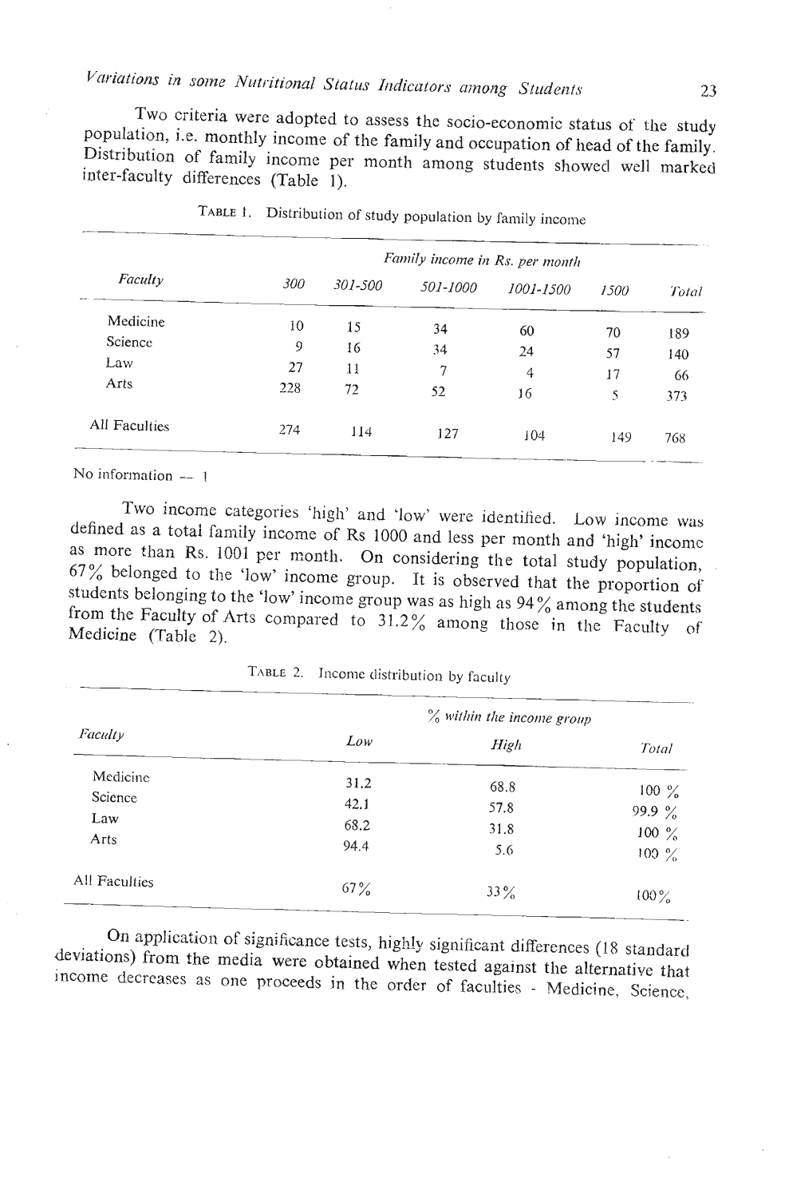Two criteria were adopted to assess the socio-economic status of the study population, i.e. monthly income of the family and occupation of head of the family. Distribution of family income per month among students showed well marked inter-faculty differences (Table 1).

TABLE 1. Distribution of study population by family income

| *Faculty* | *Family income in Rs. per month* | | | | | |
|---|---|---|---|---|---|---|
| | *300* | *301-500* | *501-1000* | *1001-1500* | *1500* | *Total* |
| Medicine | 10 | 15 | 34 | 60 | 70 | 189 |
| Science | 9 | 16 | 34 | 24 | 57 | 140 |
| Law | 27 | 11 | 7 | 4 | 17 | 66 |
| Arts | 228 | 72 | 52 | 16 | 5 | 373 |
| All Faculties | 274 | 114 | 127 | 104 | 149 | 768 |

No information — 1

Two income categories 'high' and 'low' were identified. Low income was defined as a total family income of Rs 1000 and less per month and 'high' income as more than Rs. 1001 per month. On considering the total study population, 67% belonged to the 'low' income group. It is observed that the proportion of students belonging to the 'low' income group was as high as 94% among the students from the Faculty of Arts compared to 31.2% among those in the Faculty of Medicine (Table 2).

TABLE 2. Income distribution by faculty

| *Faculty* | *% within the income group* | | |
|---|---|---|---|
| | *Low* | *High* | *Total* |
| Medicine | 31.2 | 68.8 | 100 % |
| Science | 42.1 | 57.8 | 99.9 % |
| Law | 68.2 | 31.8 | 100 % |
| Arts | 94.4 | 5.6 | 100 % |
| All Faculties | 67% | 33% | 100% |

On application of significance tests, highly significant differences (18 standard deviations) from the media were obtained when tested against the alternative that income decreases as one proceeds in the order of faculties - Medicine, Science,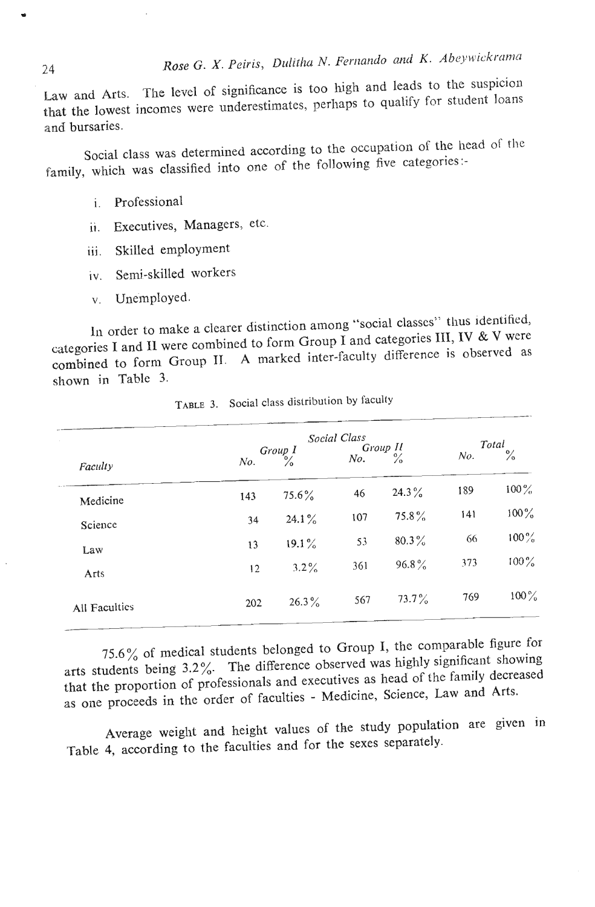Law and Arts. The level of significance is too high and leads to the suspicion that the lowest incomes were underestimates, perhaps to qualify for student loans and bursaries.

Social class was determined according to the occupation of the head of the family, which was classified into one of the following five categories:-

i. Professional

ii. Executives, Managers, etc.

iii. Skilled employment

iv. Semi-skilled workers

v. Unemployed.

In order to make a clearer distinction among "social classes" thus identified, categories I and II were combined to form Group I and categories III, IV & V were combined to form Group II. A marked inter-faculty difference is observed as shown in Table 3.

TABLE 3. Social class distribution by faculty

| | *Social Class* | | | | | |
|---|---|---|---|---|---|---|
| | *Group I* | | *Group II* | | *Total* | |
| *Faculty* | *No.* | *%* | *No.* | *%* | *No.* | *%* |
| Medicine | 143 | 75.6% | 46 | 24.3% | 189 | 100% |
| Science | 34 | 24.1% | 107 | 75.8% | 141 | 100% |
| Law | 13 | 19.1% | 53 | 80.3% | 66 | 100% |
| Arts | 12 | 3.2% | 361 | 96.8% | 373 | 100% |
| All Faculties | 202 | 26.3% | 567 | 73.7% | 769 | 100% |

75.6% of medical students belonged to Group I, the comparable figure for arts students being 3.2%. The difference observed was highly significant showing that the proportion of professionals and executives as head of the family decreased as one proceeds in the order of faculties - Medicine, Science, Law and Arts.

Average weight and height values of the study population are given in Table 4, according to the faculties and for the sexes separately.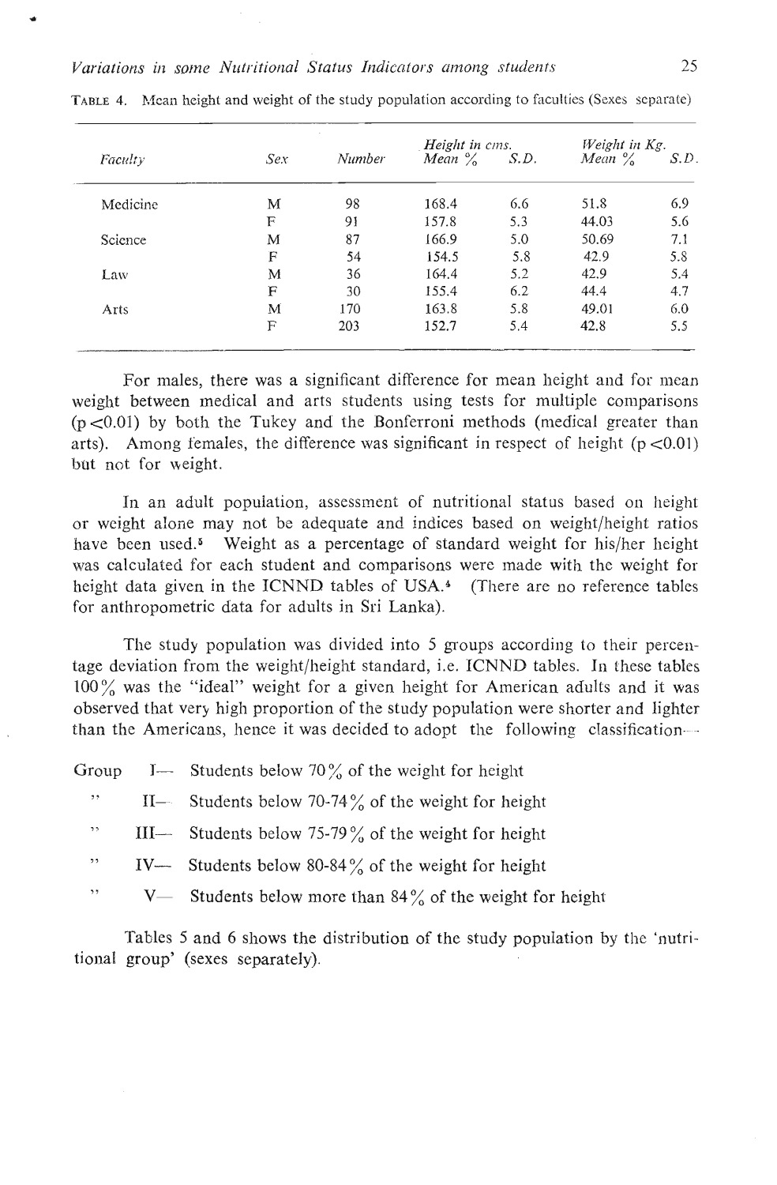TABLE 4. Mean height and weight of the study population according to faculties (Sexes separate)

| Faculty | Sex | Number | Height in cms. Mean % | S.D. | Weight in Kg. Mean % | S.D. |
|---|---|---|---|---|---|---|
| Medicine | M | 98 | 168.4 | 6.6 | 51.8 | 6.9 |
| | F | 91 | 157.8 | 5.3 | 44.03 | 5.6 |
| Science | M | 87 | 166.9 | 5.0 | 50.69 | 7.1 |
| | F | 54 | 154.5 | 5.8 | 42.9 | 5.8 |
| Law | M | 36 | 164.4 | 5.2 | 42.9 | 5.4 |
| | F | 30 | 155.4 | 6.2 | 44.4 | 4.7 |
| Arts | M | 170 | 163.8 | 5.8 | 49.01 | 6.0 |
| | F | 203 | 152.7 | 5.4 | 42.8 | 5.5 |

For males, there was a significant difference for mean height and for mean weight between medical and arts students using tests for multiple comparisons ($p < 0.01$) by both the Tukey and the Bonferroni methods (medical greater than arts). Among females, the difference was significant in respect of height ($p < 0.01$) but not for weight.

In an adult population, assessment of nutritional status based on height or weight alone may not be adequate and indices based on weight/height ratios have been used.[5] Weight as a percentage of standard weight for his/her height was calculated for each student and comparisons were made with the weight for height data given in the ICNND tables of USA.[4] (There are no reference tables for anthropometric data for adults in Sri Lanka).

The study population was divided into 5 groups according to their percentage deviation from the weight/height standard, i.e. ICNND tables. In these tables 100% was the "ideal" weight for a given height for American adults and it was observed that very high proportion of the study population were shorter and lighter than the Americans, hence it was decided to adopt the following classification—

Group I— Students below 70% of the weight for height

" II— Students below 70-74% of the weight for height

" III— Students below 75-79% of the weight for height

" IV— Students below 80-84% of the weight for height

" V— Students below more than 84% of the weight for height

Tables 5 and 6 shows the distribution of the study population by the 'nutritional group' (sexes separately).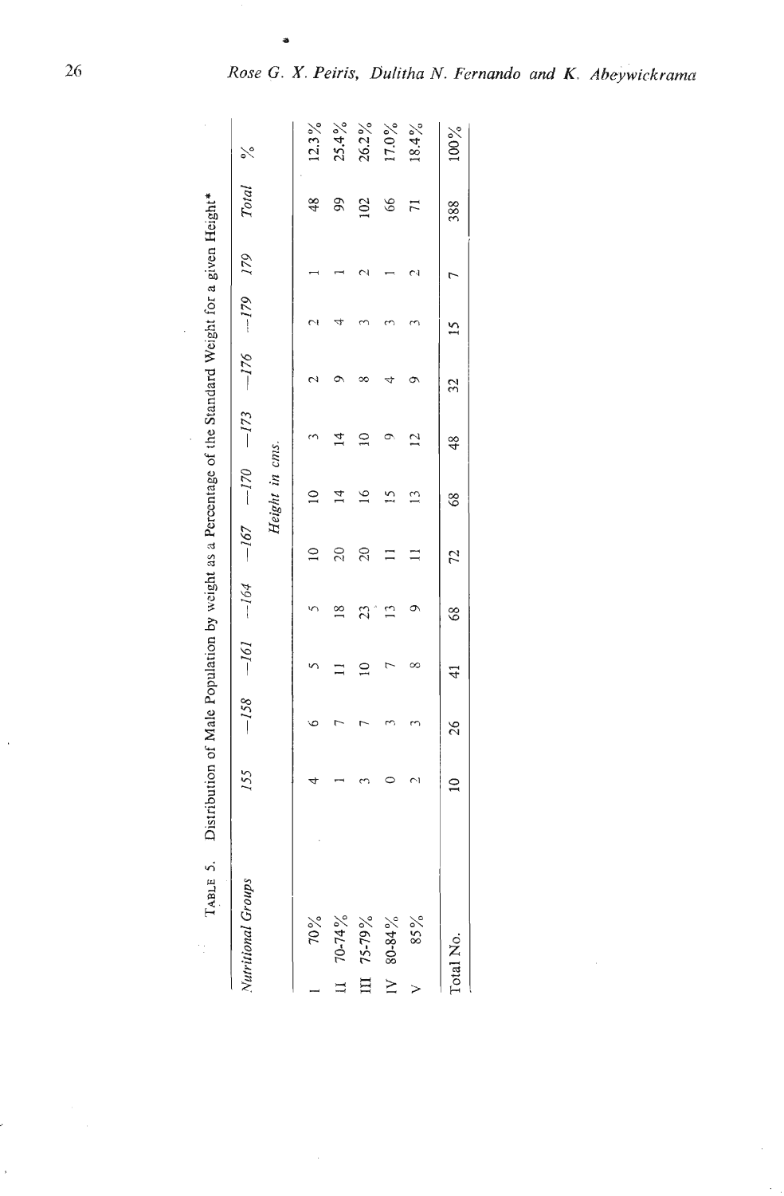TABLE 5. Distribution of Male Population by weight as a Percentage of the Standard Weight for a given Height*

| Nutritional Groups | 155 | —158 | —161 | —164 | —167 | —170 | —173 | —176 | —179 | 179 | Total | % |
|---|---|---|---|---|---|---|---|---|---|---|---|---|
| | | | | | | Height in cms. | | | | | | |
| I 70% | 4 | 6 | 5 | 5 | 10 | 10 | 3 | 2 | 2 | 1 | 48 | 12.3% |
| II 70-74% | 1 | 7 | 11 | 18 | 20 | 14 | 14 | 9 | 4 | 1 | 99 | 25.4% |
| III 75-79% | 3 | 7 | 10 | 23 | 20 | 16 | 10 | 8 | 3 | 2 | 102 | 26.2% |
| IV 80-84% | 0 | 3 | 7 | 13 | 11 | 15 | 9 | 4 | 3 | 1 | 66 | 17.0% |
| V 85% | 2 | 3 | 8 | 9 | 11 | 13 | 12 | 9 | 3 | 2 | 71 | 18.4% |
| Total No. | 10 | 26 | 41 | 68 | 72 | 68 | 48 | 32 | 15 | 7 | 388 | 100% |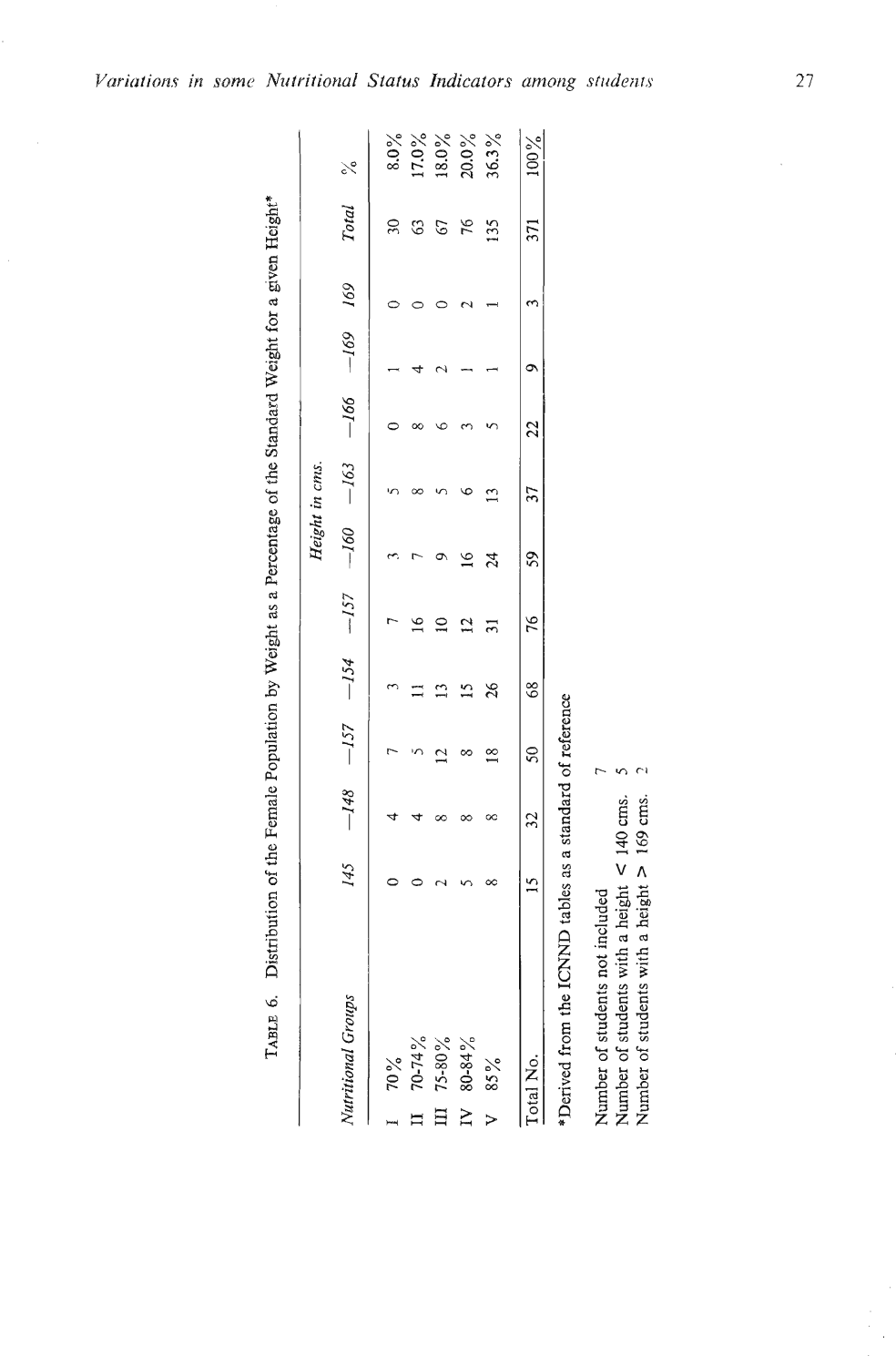TABLE 6. Distribution of the Female Population by Weight as a Percentage of the Standard Weight for a given Height*

| Nutritional Groups | Height in cms. | | | | | | | | | Total | % |
|---|---|---|---|---|---|---|---|---|---|---|---|
| | 145 | –148 | –157 | –154 | –157 | –160 | –163 | –166 | –169 | 169 | | |
| I 70% | 0 | 4 | 7 | 3 | 7 | 3 | 5 | 0 | 1 | 0 | 30 | 8.0% |
| II 70-74% | 0 | 4 | 5 | 11 | 16 | 7 | 8 | 8 | 4 | 0 | 63 | 17.0% |
| III 75-80% | 2 | 8 | 12 | 13 | 10 | 9 | 5 | 6 | 2 | 0 | 67 | 18.0% |
| IV 80-84% | 5 | 8 | 8 | 15 | 12 | 16 | 6 | 3 | 1 | 2 | 76 | 20.0% |
| V 85% | 8 | 8 | 18 | 26 | 31 | 24 | 13 | 5 | 1 | 1 | 135 | 36.3% |
| Total No. | 15 | 32 | 50 | 68 | 76 | 59 | 37 | 22 | 9 | 3 | 371 | 100% |

*Derived from the ICNND tables as a standard of reference

Number of students not included 7
Number of students with a height < 140 cms. 5
Number of students with a height > 169 cms. 2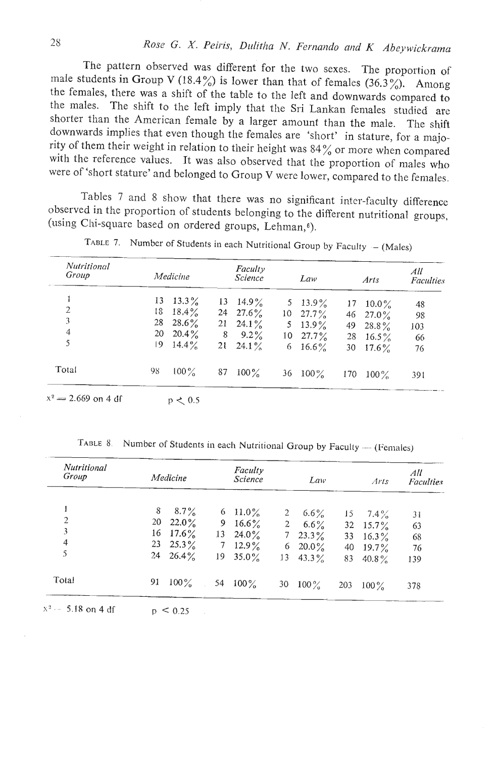The pattern observed was different for the two sexes. The proportion of male students in Group V (18.4%) is lower than that of females (36.3%). Among the females, there was a shift of the table to the left and downwards compared to the males. The shift to the left imply that the Sri Lankan females studied are shorter than the American female by a larger amount than the male. The shift downwards implies that even though the females are 'short' in stature, for a majority of them their weight in relation to their height was 84% or more when compared with the reference values. It was also observed that the proportion of males who were of 'short stature' and belonged to Group V were lower, compared to the females.

Tables 7 and 8 show that there was no significant inter-faculty difference observed in the proportion of students belonging to the different nutritional groups, (using Chi-square based on ordered groups, Lehman,[6]).

TABLE 7. Number of Students in each Nutritional Group by Faculty – (Males)

| *Nutritional Group* | *Medicine* | | *Faculty Science* | | *Law* | | *Arts* | | *All Faculties* |
|---|---|---|---|---|---|---|---|---|---|
| 1 | 13 | 13.3% | 13 | 14.9% | 5 | 13.9% | 17 | 10.0% | 48 |
| 2 | 18 | 18.4% | 24 | 27.6% | 10 | 27.7% | 46 | 27.0% | 98 |
| 3 | 28 | 28.6% | 21 | 24.1% | 5 | 13.9% | 49 | 28.8% | 103 |
| 4 | 20 | 20.4% | 8 | 9.2% | 10 | 27.7% | 28 | 16.5% | 66 |
| 5 | 19 | 14.4% | 21 | 24.1% | 6 | 16.6% | 30 | 17.6% | 76 |
| Total | 98 | 100% | 87 | 100% | 36 | 100% | 170 | 100% | 391 |

$x^2 = 2.669$ on 4 df $p < 0.5$

TABLE 8. Number of Students in each Nutritional Group by Faculty — (Females)

| *Nutritional Group* | *Medicine* | | *Faculty Science* | | *Law* | | *Arts* | | *All Faculties* |
|---|---|---|---|---|---|---|---|---|---|
| 1 | 8 | 8.7% | 6 | 11.0% | 2 | 6.6% | 15 | 7.4% | 31 |
| 2 | 20 | 22.0% | 9 | 16.6% | 2 | 6.6% | 32 | 15.7% | 63 |
| 3 | 16 | 17.6% | 13 | 24.0% | 7 | 23.3% | 33 | 16.3% | 68 |
| 4 | 23 | 25.3% | 7 | 12.9% | 6 | 20.0% | 40 | 19.7% | 76 |
| 5 | 24 | 26.4% | 19 | 35.0% | 13 | 43.3% | 83 | 40.8% | 139 |
| Total | 91 | 100% | 54 | 100% | 30 | 100% | 203 | 100% | 378 |

$x^2 = 5.18$ on 4 df $p < 0.25$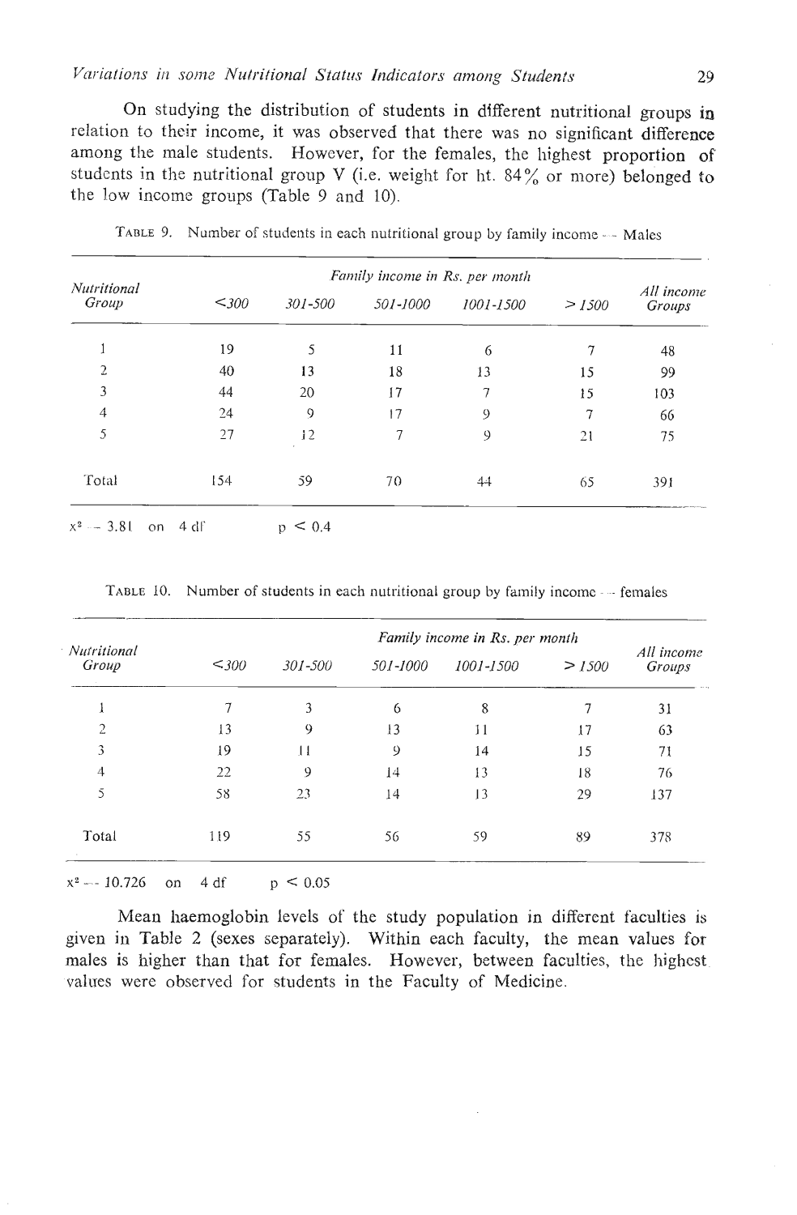On studying the distribution of students in different nutritional groups in relation to their income, it was observed that there was no significant difference among the male students. However, for the females, the highest proportion of students in the nutritional group V (i.e. weight for ht. 84% or more) belonged to the low income groups (Table 9 and 10).

TABLE 9. Number of students in each nutritional group by family income — Males

| Nutritional Group | *Family income in Rs. per month* | | | | | All income Groups |
|---|---|---|---|---|---|---|
| | <300 | 301-500 | 501-1000 | 1001-1500 | > 1500 | |
| 1 | 19 | 5 | 11 | 6 | 7 | 48 |
| 2 | 40 | 13 | 18 | 13 | 15 | 99 |
| 3 | 44 | 20 | 17 | 7 | 15 | 103 |
| 4 | 24 | 9 | 17 | 9 | 7 | 66 |
| 5 | 27 | 12 | 7 | 9 | 21 | 75 |
| Total | 154 | 59 | 70 | 44 | 65 | 391 |

$x^2 = 3.81$ on 4 df $\quad p < 0.4$

TABLE 10. Number of students in each nutritional group by family income — females

| Nutritional Group | *Family income in Rs. per month* | | | | | All income Groups |
|---|---|---|---|---|---|---|
| | <300 | 301-500 | 501-1000 | 1001-1500 | > 1500 | |
| 1 | 7 | 3 | 6 | 8 | 7 | 31 |
| 2 | 13 | 9 | 13 | 11 | 17 | 63 |
| 3 | 19 | 11 | 9 | 14 | 15 | 71 |
| 4 | 22 | 9 | 14 | 13 | 18 | 76 |
| 5 | 58 | 23 | 14 | 13 | 29 | 137 |
| Total | 119 | 55 | 56 | 59 | 89 | 378 |

$x^2 = 10.726$ on 4 df $\quad p < 0.05$

Mean haemoglobin levels of the study population in different faculties is given in Table 2 (sexes separately). Within each faculty, the mean values for males is higher than that for females. However, between faculties, the highest values were observed for students in the Faculty of Medicine.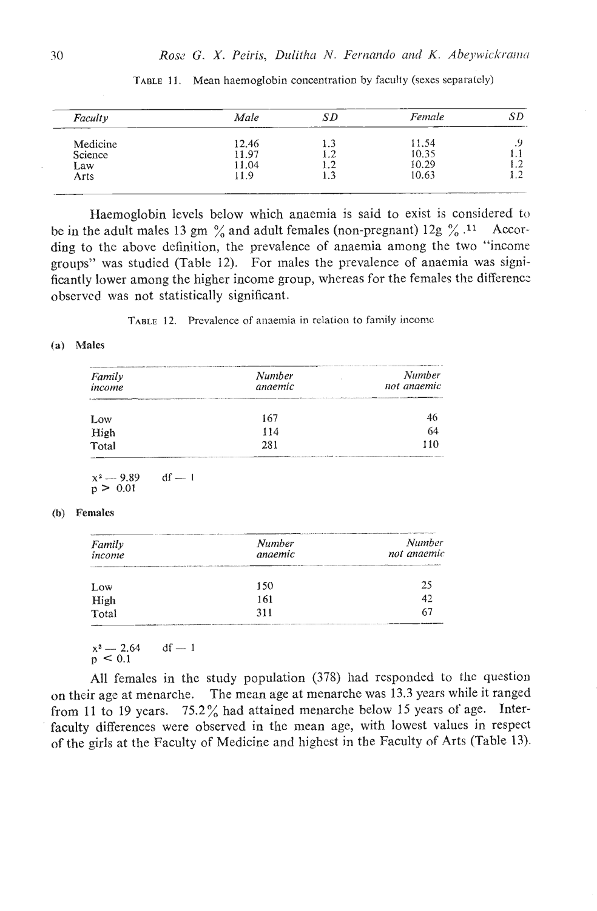TABLE 11. Mean haemoglobin concentration by faculty (sexes separately)

| Faculty | Male | SD | Female | SD |
|---|---|---|---|---|
| Medicine | 12.46 | 1.3 | 11.54 | .9 |
| Science | 11.97 | 1.2 | 10.35 | 1.1 |
| Law | 11.04 | 1.2 | 10.29 | 1.2 |
| Arts | 11.9 | 1.3 | 10.63 | 1.2 |

Haemoglobin levels below which anaemia is said to exist is considered to be in the adult males 13 gm % and adult females (non-pregnant) 12g %.[11] According to the above definition, the prevalence of anaemia among the two "income groups" was studied (Table 12). For males the prevalence of anaemia was significantly lower among the higher income group, whereas for the females the difference observed was not statistically significant.

TABLE 12. Prevalence of anaemia in relation to family income

(a) Males

| Family income | Number anaemic | Number not anaemic |
|---|---|---|
| Low | 167 | 46 |
| High | 114 | 64 |
| Total | 281 | 110 |

$x^2 — 9.89$ df — 1
$p > 0.01$

(b) Females

| Family income | Number anaemic | Number not anaemic |
|---|---|---|
| Low | 150 | 25 |
| High | 161 | 42 |
| Total | 311 | 67 |

$x^2 — 2.64$ df — 1
$p < 0.1$

All females in the study population (378) had responded to the question on their age at menarche. The mean age at menarche was 13.3 years while it ranged from 11 to 19 years. 75.2% had attained menarche below 15 years of age. Inter-faculty differences were observed in the mean age, with lowest values in respect of the girls at the Faculty of Medicine and highest in the Faculty of Arts (Table 13).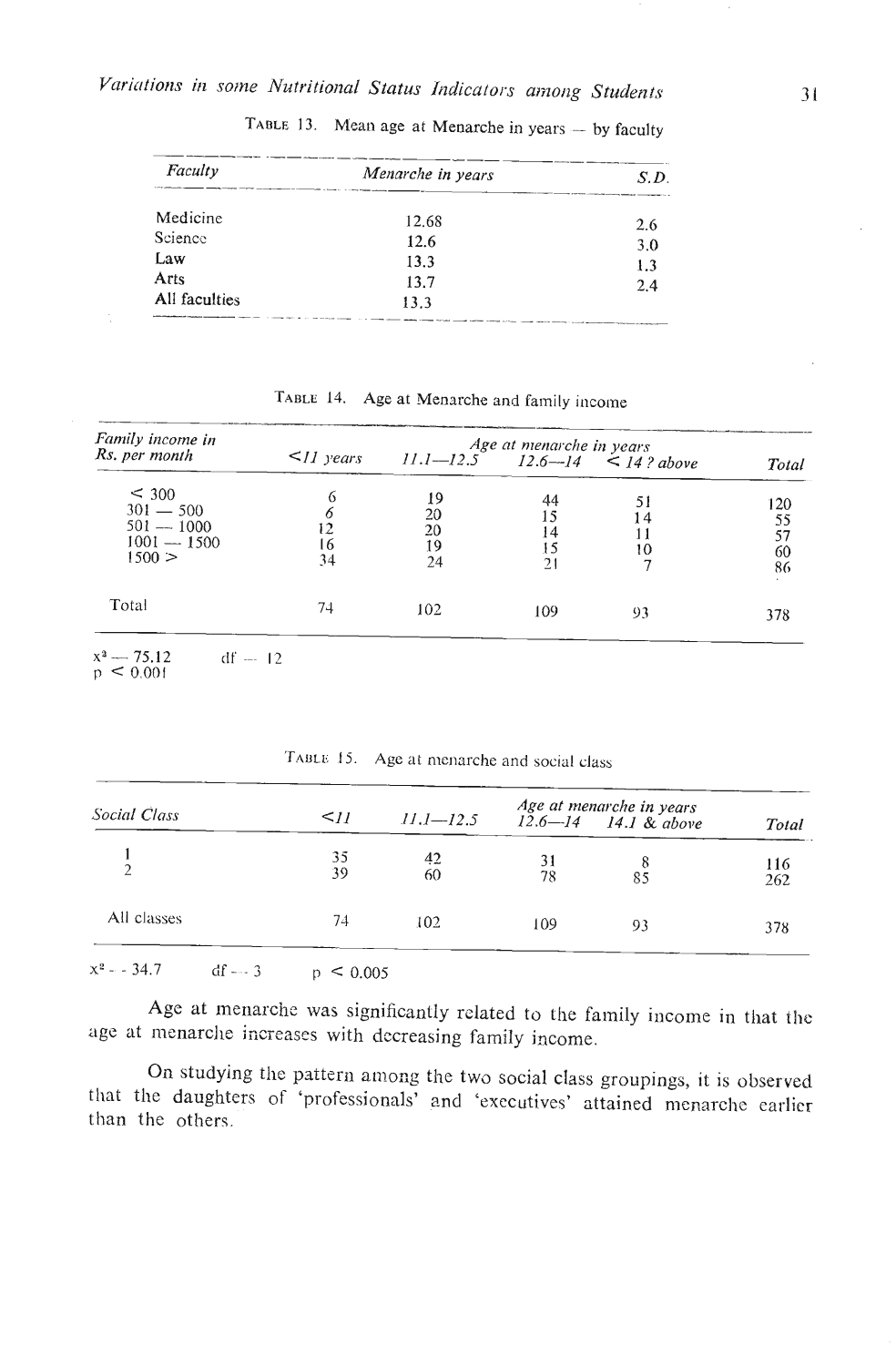TABLE 13. Mean age at Menarche in years — by faculty

| *Faculty* | *Menarche in years* | *S.D.* |
|---|---|---|
| Medicine | 12.68 | 2.6 |
| Science | 12.6 | 3.0 |
| Law | 13.3 | 1.3 |
| Arts | 13.7 | 2.4 |
| All faculties | 13.3 | |

TABLE 14. Age at Menarche and family income

| *Family income in Rs. per month* | *Age at menarche in years* | | | | *Total* |
|---|---|---|---|---|---|
| | *<11 years* | *11.1—12.5* | *12.6—14* | *< 14 ? above* | |
| < 300 | 6 | 19 | 44 | 51 | 120 |
| 301 — 500 | 6 | 20 | 15 | 14 | 55 |
| 501 — 1000 | 12 | 20 | 14 | 11 | 57 |
| 1001 — 1500 | 16 | 19 | 15 | 10 | 60 |
| 1500 > | 34 | 24 | 21 | 7 | 86 |
| Total | 74 | 102 | 109 | 93 | 378 |

$x^2$ — 75.12 df — 12
$p < 0.001$

TABLE 15. Age at menarche and social class

| *Social Class* | *Age at menarche in years* | | | | *Total* |
|---|---|---|---|---|---|
| | *<11* | *11.1—12.5* | *12.6—14* | *14.1 & above* | |
| 1 | 35 | 42 | 31 | 8 | 116 |
| 2 | 39 | 60 | 78 | 85 | 262 |
| All classes | 74 | 102 | 109 | 93 | 378 |

$x^2$ - - 34.7 df -- 3 $p < 0.005$

Age at menarche was significantly related to the family income in that the age at menarche increases with decreasing family income.

On studying the pattern among the two social class groupings, it is observed that the daughters of 'professionals' and 'executives' attained menarche earlier than the others.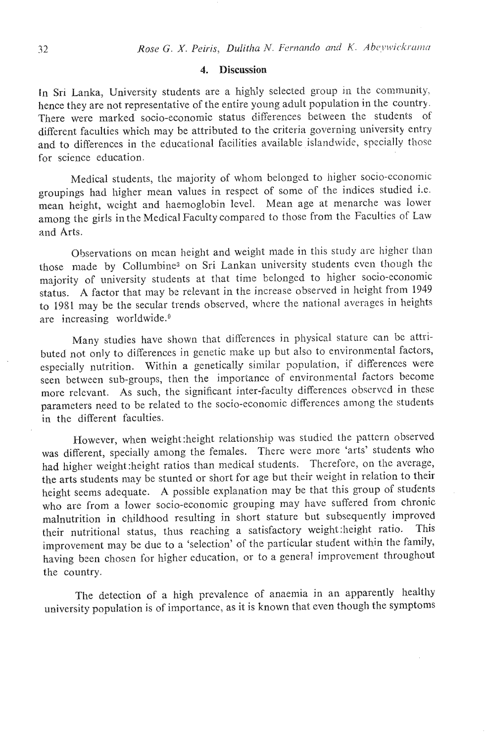## 4. Discussion

In Sri Lanka, University students are a highly selected group in the community, hence they are not representative of the entire young adult population in the country. There were marked socio-economic status differences between the students of different faculties which may be attributed to the criteria governing university entry and to differences in the educational facilities available islandwide, specially those for science education.

Medical students, the majority of whom belonged to higher socio-economic groupings had higher mean values in respect of some of the indices studied i.e. mean height, weight and haemoglobin level. Mean age at menarche was lower among the girls in the Medical Faculty compared to those from the Faculties of Law and Arts.

Observations on mean height and weight made in this study are higher than those made by Collumbine[3] on Sri Lankan university students even though the majority of university students at that time belonged to higher socio-economic status. A factor that may be relevant in the increase observed in height from 1949 to 1981 may be the secular trends observed, where the national averages in heights are increasing worldwide.[9]

Many studies have shown that differences in physical stature can be attributed not only to differences in genetic make up but also to environmental factors, especially nutrition. Within a genetically similar population, if differences were seen between sub-groups, then the importance of environmental factors become more relevant. As such, the significant inter-faculty differences observed in these parameters need to be related to the socio-economic differences among the students in the different faculties.

However, when weight:height relationship was studied the pattern observed was different, specially among the females. There were more 'arts' students who had higher weight:height ratios than medical students. Therefore, on the average, the arts students may be stunted or short for age but their weight in relation to their height seems adequate. A possible explanation may be that this group of students who are from a lower socio-economic grouping may have suffered from chronic malnutrition in childhood resulting in short stature but subsequently improved their nutritional status, thus reaching a satisfactory weight:height ratio. This improvement may be due to a 'selection' of the particular student within the family, having been chosen for higher education, or to a general improvement throughout the country.

The detection of a high prevalence of anaemia in an apparently healthy university population is of importance, as it is known that even though the symptoms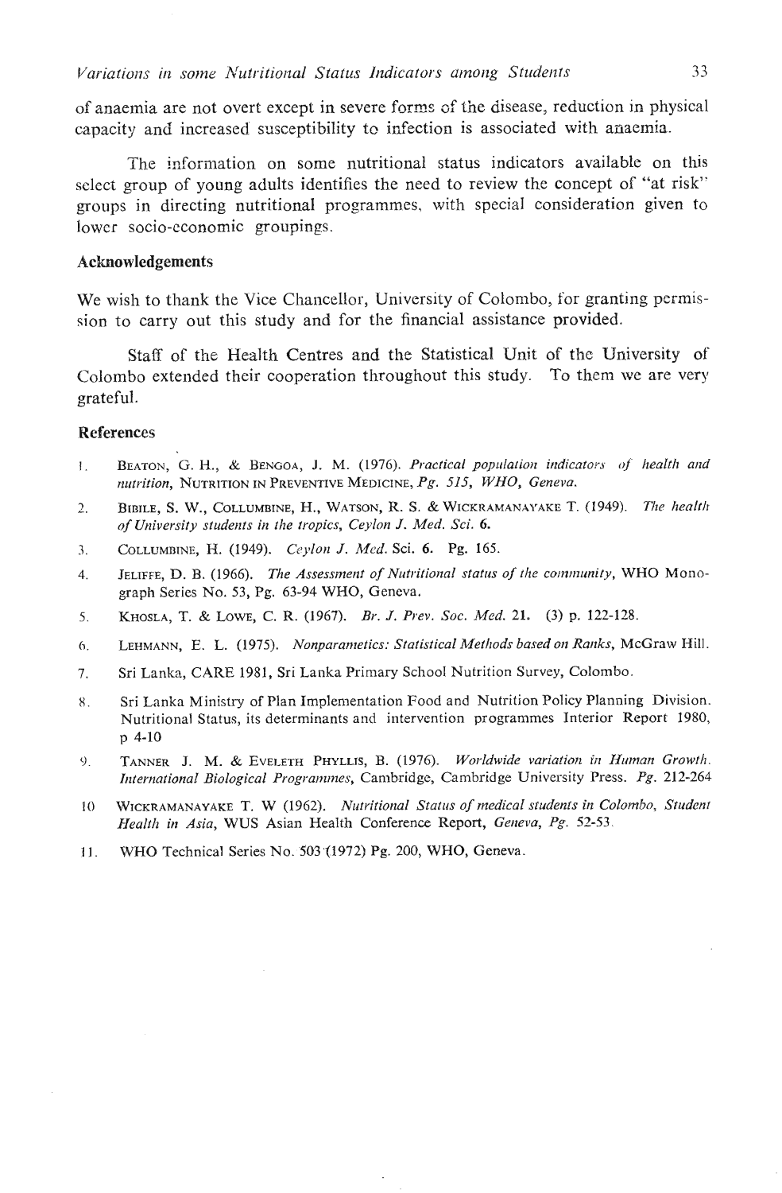of anaemia are not overt except in severe forms of the disease, reduction in physical capacity and increased susceptibility to infection is associated with anaemia.

The information on some nutritional status indicators available on this select group of young adults identifies the need to review the concept of "at risk" groups in directing nutritional programmes, with special consideration given to lower socio-economic groupings.

## Acknowledgements

We wish to thank the Vice Chancellor, University of Colombo, for granting permission to carry out this study and for the financial assistance provided.

Staff of the Health Centres and the Statistical Unit of the University of Colombo extended their cooperation throughout this study. To them we are very grateful.

## References

1. Beaton, G. H., & Bengoa, J. M. (1976). *Practical population indicators of health and nutrition*, Nutrition in Preventive Medicine, *Pg. 515, WHO, Geneva.*
2. Bibile, S. W., Collumbine, H., Watson, R. S. & Wickramanayake T. (1949). *The health of University students in the tropics, Ceylon J. Med. Sci.* **6.**
3. Collumbine, H. (1949). *Ceylon J. Med.* Sci. **6.** Pg. 165.
4. Jeliffe, D. B. (1966). *The Assessment of Nutritional status of the community*, WHO Monograph Series No. 53, Pg. 63-94 WHO, Geneva.
5. Khosla, T. & Lowe, C. R. (1967). *Br. J. Prev. Soc. Med.* **21.** (3) p. 122-128.
6. Lehmann, E. L. (1975). *Nonparametics: Statistical Methods based on Ranks*, McGraw Hill.
7. Sri Lanka, CARE 1981, Sri Lanka Primary School Nutrition Survey, Colombo.
8. Sri Lanka Ministry of Plan Implementation Food and Nutrition Policy Planning Division. Nutritional Status, its determinants and intervention programmes Interior Report 1980, p 4-10
9. Tanner J. M. & Eveleth Phyllis, B. (1976). *Worldwide variation in Human Growth. International Biological Programmes*, Cambridge, Cambridge University Press. *Pg.* 212-264
10. Wickramanayake T. W (1962). *Nutritional Status of medical students in Colombo, Student Health in Asia*, WUS Asian Health Conference Report, *Geneva, Pg.* 52-53.
11. WHO Technical Series No. 503 (1972) Pg. 200, WHO, Geneva.